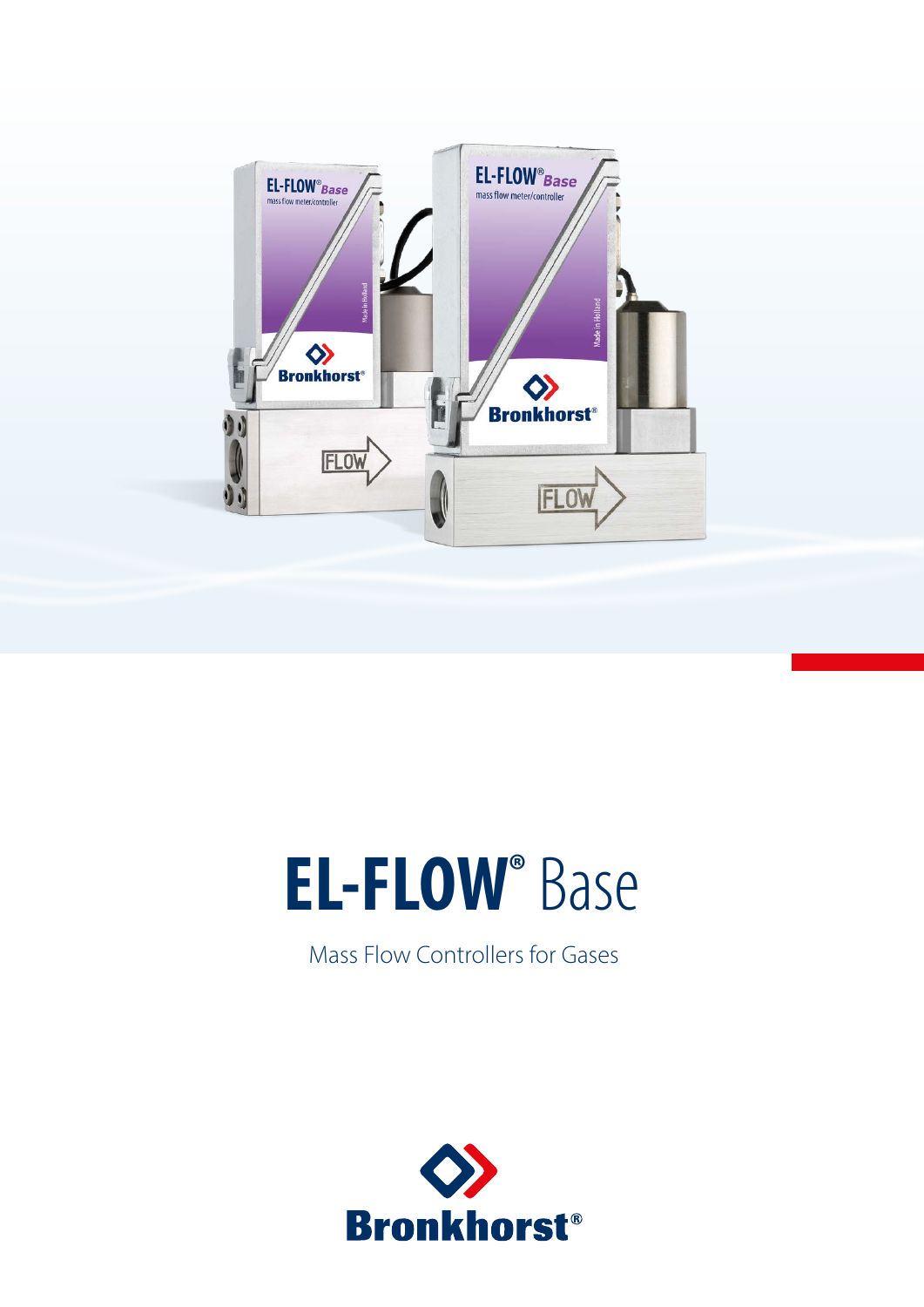# EL-FLOW® Base

Mass Flow Controllers for Gases

Bronkhorst®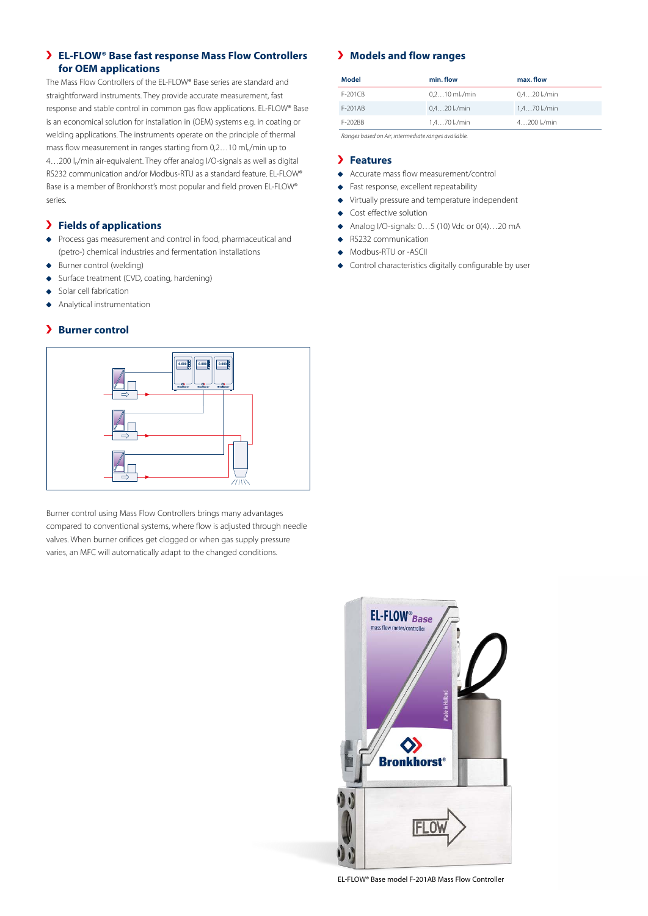## EL-FLOW® Base fast response Mass Flow Controllers for OEM applications

The Mass Flow Controllers of the EL-FLOW® Base series are standard and straightforward instruments. They provide accurate measurement, fast response and stable control in common gas flow applications. EL-FLOW® Base is an economical solution for installation in (OEM) systems e.g. in coating or welding applications. The instruments operate on the principle of thermal mass flow measurement in ranges starting from 0,2…10 $ml_n$/min up to 4…200 $l_n$/min air-equivalent. They offer analog I/O-signals as well as digital RS232 communication and/or Modbus-RTU as a standard feature. EL-FLOW® Base is a member of Bronkhorst's most popular and field proven EL-FLOW® series.

## Fields of applications

- Process gas measurement and control in food, pharmaceutical and (petro-) chemical industries and fermentation installations
- Burner control (welding)
- Surface treatment (CVD, coating, hardening)
- Solar cell fabrication
- Analytical instrumentation

## Burner control

Burner control using Mass Flow Controllers brings many advantages compared to conventional systems, where flow is adjusted through needle valves. When burner orifices get clogged or when gas supply pressure varies, an MFC will automatically adapt to the changed conditions.

## Models and flow ranges

| Model | min. flow | max. flow |
|---|---|---|
| F-201CB | 0,2…10 $ml_n$/min | 0,4…20 $l_n$/min |
| F-201AB | 0,4…20 $l_n$/min | 1,4…70 $l_n$/min |
| F-202BB | 1,4…70 $l_n$/min | 4…200 $l_n$/min |

*Ranges based on Air, intermediate ranges available.*

## Features

- Accurate mass flow measurement/control
- Fast response, excellent repeatability
- Virtually pressure and temperature independent
- Cost effective solution
- Analog I/O-signals: 0…5 (10) Vdc or 0(4)…20 mA
- RS232 communication
- Modbus-RTU or -ASCII
- Control characteristics digitally configurable by user

EL-FLOW® Base model F-201AB Mass Flow Controller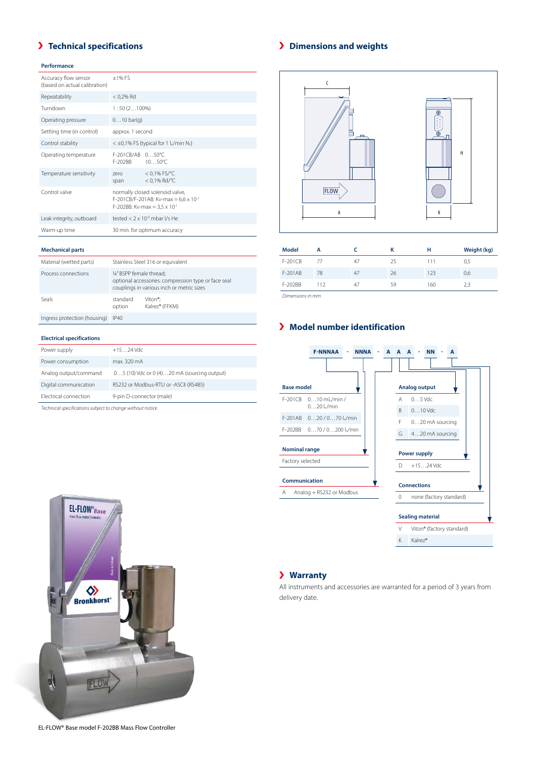## Technical specifications

### Performance

| | |
|---|---|
| Accuracy flow sensor (based on actual calibration) | ±1% FS |
| Repeatability | < 0,2% Rd |
| Turndown | 1 : 50 (2…100%) |
| Operating pressure | 0…10 bar(g) |
| Settling time (in control) | approx. 1 second |
| Control stability | < ±0,1% FS (typical for 1 $l_n$/min $N_2$) |
| Operating temperature | F-201CB/AB 0…50°C<br>F-202BB 10…50°C |
| Temperature sensitivity | zero < 0,1% FS/°C<br>span < 0,1% Rd/°C |
| Control valve | normally closed solenoid valve,<br>F-201CB/F-201AB: Kv-max = 6,6 x $10^{-2}$<br>F-202BB: Kv-max = 3,5 x $10^{-1}$ |
| Leak integrity, outboard | tested < 2 x $10^{-9}$ mbar l/s He |
| Warm-up time | 30 min. for optimum accuracy |

### Mechanical parts

| | |
|---|---|
| Material (wetted parts) | Stainless Steel 316 or equivalent |
| Process connections | ¼" BSPP female thread;<br>optional accessories: compression type or face seal couplings in various inch or metric sizes |
| Seals | standard Viton®;<br>option Kalrez® (FFKM) |
| Ingress protection (housing) | IP40 |

### Electrical specifications

| | |
|---|---|
| Power supply | +15…24 Vdc |
| Power consumption | max. 320 mA |
| Analog output/command | 0…5 (10) Vdc or 0 (4)…20 mA (sourcing output) |
| Digital communication | RS232 or Modbus-RTU or -ASCII (RS485) |
| Electrical connection | 9-pin D-connector (male) |

*Technical specifications subject to change without notice.*

EL-FLOW® Base model F-202BB Mass Flow Controller

## Dimensions and weights

| Model | A | C | K | H | Weight (kg) |
|---|---|---|---|---|---|
| F-201CB | 77 | 47 | 25 | 111 | 0,5 |
| F-201AB | 78 | 47 | 26 | 123 | 0,6 |
| F-202BB | 112 | 47 | 59 | 160 | 2,3 |

*Dimensions in mm*

## Model number identification

**F-NNNAA - NNNA - A A A - NN - A**

**Base model**

| | |
|---|---|
| F-201CB | 0…10 $ml_n$/min / 0…20 $l_n$/min |
| F-201AB | 0…20 / 0…70 $l_n$/min |
| F-202BB | 0…70 / 0…200 $l_n$/min |

**Nominal range**

Factory selected

**Communication**

| | |
|---|---|
| A | Analog + RS232 or Modbus |

**Analog output**

| | |
|---|---|
| A | 0…5 Vdc |
| B | 0…10 Vdc |
| F | 0…20 mA sourcing |
| G | 4…20 mA sourcing |

**Power supply**

| | |
|---|---|
| D | +15…24 Vdc |

**Connections**

| | |
|---|---|
| 0 | none (factory standard) |

**Sealing material**

| | |
|---|---|
| V | Viton® (factory standard) |
| K | Kalrez® |

## Warranty

All instruments and accessories are warranted for a period of 3 years from delivery date.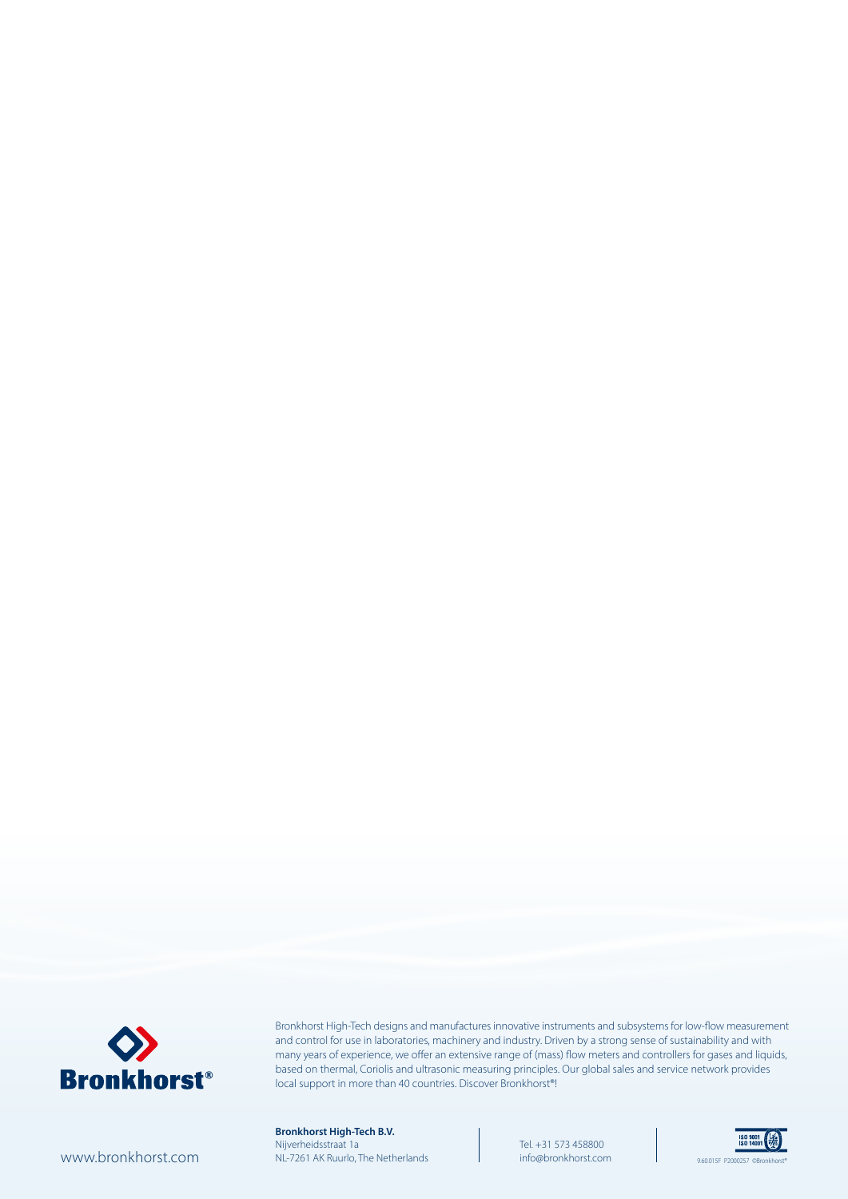Bronkhorst®

Bronkhorst High-Tech designs and manufactures innovative instruments and subsystems for low-flow measurement and control for use in laboratories, machinery and industry. Driven by a strong sense of sustainability and with many years of experience, we offer an extensive range of (mass) flow meters and controllers for gases and liquids, based on thermal, Coriolis and ultrasonic measuring principles. Our global sales and service network provides local support in more than 40 countries. Discover Bronkhorst®!

www.bronkhorst.com

**Bronkhorst High-Tech B.V.**
Nijverheidsstraat 1a
NL-7261 AK Ruurlo, The Netherlands

Tel. +31 573 458800
info@bronkhorst.com

ISO 9001
ISO 14001

9.60.015F P2000257 ©Bronkhorst®